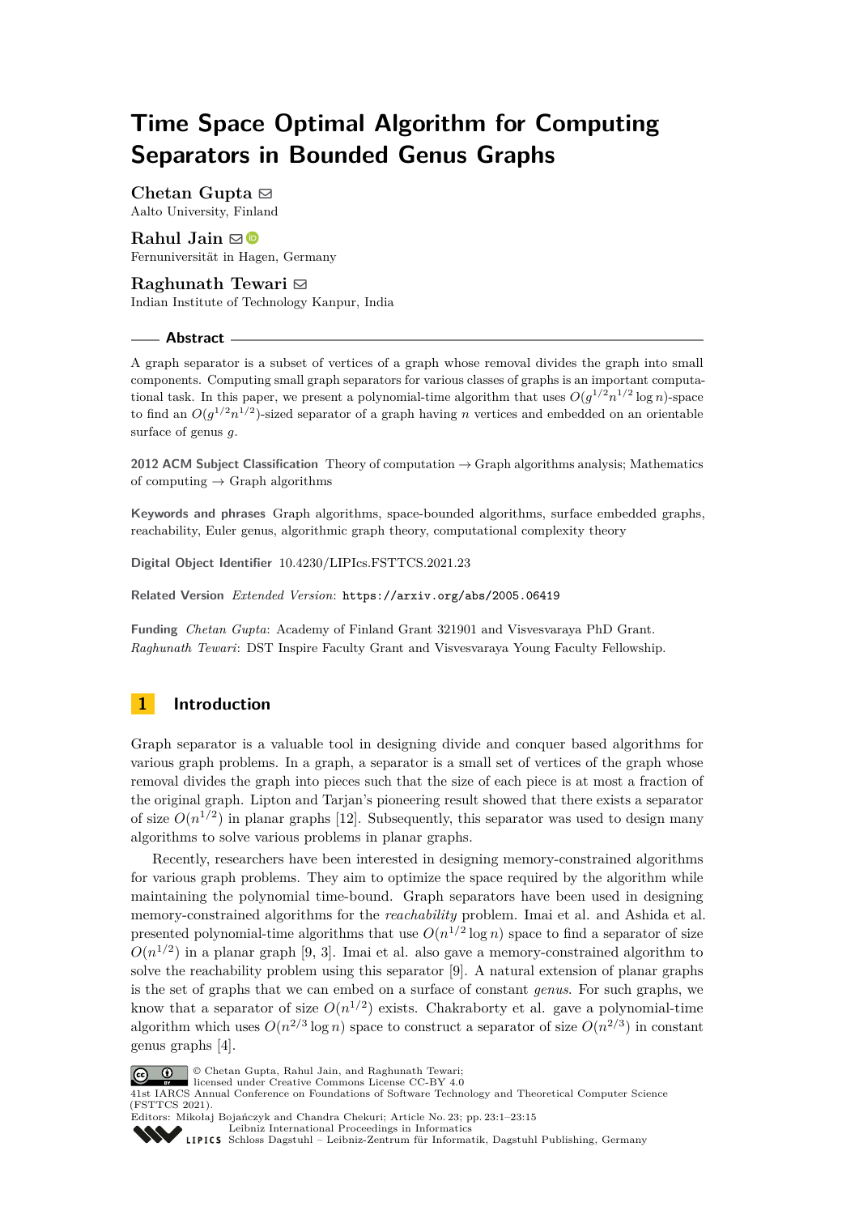# Time Space Optimal Algorithm for Computing Separators in Bounded Genus Graphs

**Chetan Gupta**
Aalto University, Finland

**Rahul Jain**
Fernuniversität in Hagen, Germany

**Raghunath Tewari**
Indian Institute of Technology Kanpur, India

## Abstract

A graph separator is a subset of vertices of a graph whose removal divides the graph into small components. Computing small graph separators for various classes of graphs is an important computational task. In this paper, we present a polynomial-time algorithm that uses $O(g^{1/2}n^{1/2}\log n)$-space to find an $O(g^{1/2}n^{1/2})$-sized separator of a graph having $n$ vertices and embedded on an orientable surface of genus $g$.

**2012 ACM Subject Classification** Theory of computation → Graph algorithms analysis; Mathematics of computing → Graph algorithms

**Keywords and phrases** Graph algorithms, space-bounded algorithms, surface embedded graphs, reachability, Euler genus, algorithmic graph theory, computational complexity theory

**Digital Object Identifier** 10.4230/LIPIcs.FSTTCS.2021.23

**Related Version** *Extended Version*: https://arxiv.org/abs/2005.06419

**Funding** *Chetan Gupta*: Academy of Finland Grant 321901 and Visvesvaraya PhD Grant.
*Raghunath Tewari*: DST Inspire Faculty Grant and Visvesvaraya Young Faculty Fellowship.

## 1 Introduction

Graph separator is a valuable tool in designing divide and conquer based algorithms for various graph problems. In a graph, a separator is a small set of vertices of the graph whose removal divides the graph into pieces such that the size of each piece is at most a fraction of the original graph. Lipton and Tarjan's pioneering result showed that there exists a separator of size $O(n^{1/2})$ in planar graphs [12]. Subsequently, this separator was used to design many algorithms to solve various problems in planar graphs.

Recently, researchers have been interested in designing memory-constrained algorithms for various graph problems. They aim to optimize the space required by the algorithm while maintaining the polynomial time-bound. Graph separators have been used in designing memory-constrained algorithms for the *reachability* problem. Imai et al. and Ashida et al. presented polynomial-time algorithms that use $O(n^{1/2}\log n)$ space to find a separator of size $O(n^{1/2})$ in a planar graph [9, 3]. Imai et al. also gave a memory-constrained algorithm to solve the reachability problem using this separator [9]. A natural extension of planar graphs is the set of graphs that we can embed on a surface of constant *genus*. For such graphs, we know that a separator of size $O(n^{1/2})$ exists. Chakraborty et al. gave a polynomial-time algorithm which uses $O(n^{2/3}\log n)$ space to construct a separator of size $O(n^{2/3})$ in constant genus graphs [4].

© Chetan Gupta, Rahul Jain, and Raghunath Tewari;
licensed under Creative Commons License CC-BY 4.0
41st IARCS Annual Conference on Foundations of Software Technology and Theoretical Computer Science (FSTTCS 2021).
Editors: Mikołaj Bojańczyk and Chandra Chekuri; Article No. 23; pp. 23:1–23:15
Leibniz International Proceedings in Informatics
Schloss Dagstuhl – Leibniz-Zentrum für Informatik, Dagstuhl Publishing, Germany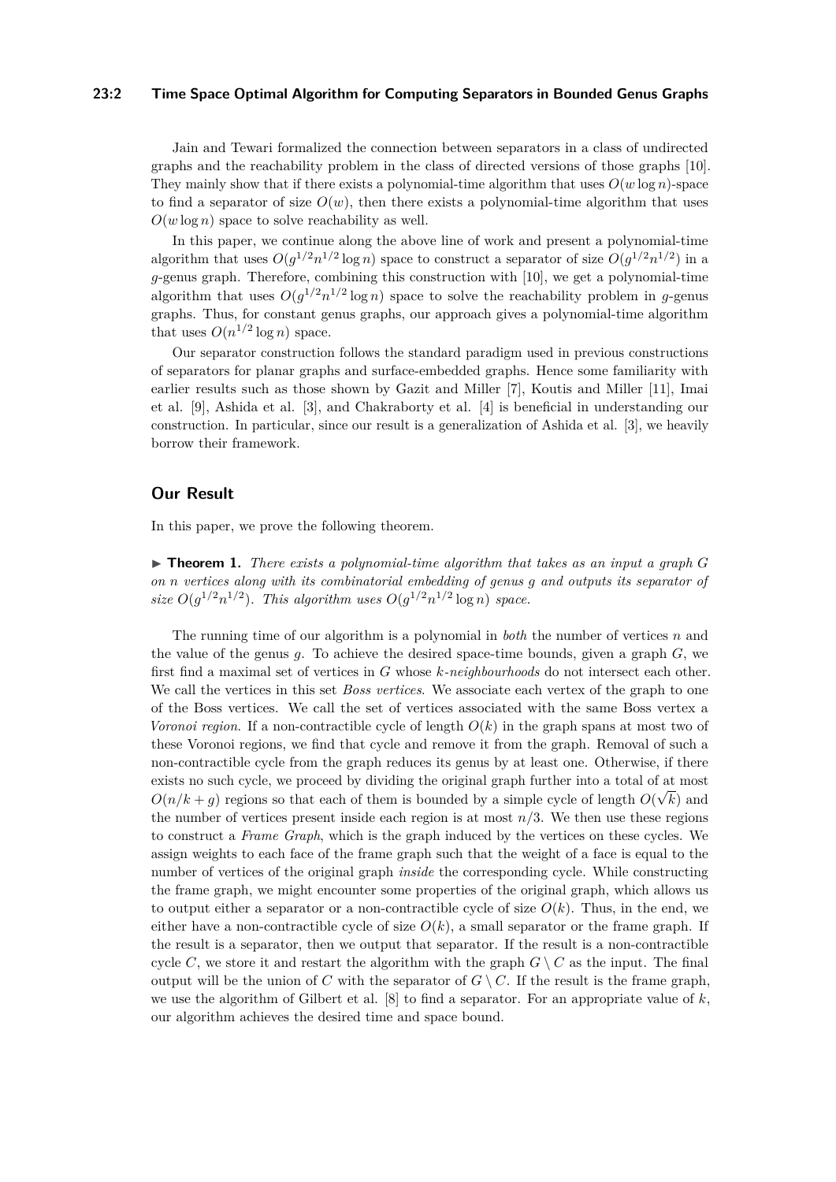Jain and Tewari formalized the connection between separators in a class of undirected graphs and the reachability problem in the class of directed versions of those graphs [10]. They mainly show that if there exists a polynomial-time algorithm that uses $O(w \log n)$-space to find a separator of size $O(w)$, then there exists a polynomial-time algorithm that uses $O(w \log n)$ space to solve reachability as well.

In this paper, we continue along the above line of work and present a polynomial-time algorithm that uses $O(g^{1/2}n^{1/2} \log n)$ space to construct a separator of size $O(g^{1/2}n^{1/2})$ in a $g$-genus graph. Therefore, combining this construction with [10], we get a polynomial-time algorithm that uses $O(g^{1/2}n^{1/2} \log n)$ space to solve the reachability problem in $g$-genus graphs. Thus, for constant genus graphs, our approach gives a polynomial-time algorithm that uses $O(n^{1/2} \log n)$ space.

Our separator construction follows the standard paradigm used in previous constructions of separators for planar graphs and surface-embedded graphs. Hence some familiarity with earlier results such as those shown by Gazit and Miller [7], Koutis and Miller [11], Imai et al. [9], Ashida et al. [3], and Chakraborty et al. [4] is beneficial in understanding our construction. In particular, since our result is a generalization of Ashida et al. [3], we heavily borrow their framework.

## Our Result

In this paper, we prove the following theorem.

▶ **Theorem 1.** *There exists a polynomial-time algorithm that takes as an input a graph $G$ on $n$ vertices along with its combinatorial embedding of genus $g$ and outputs its separator of size $O(g^{1/2}n^{1/2})$. This algorithm uses $O(g^{1/2}n^{1/2} \log n)$ space.*

The running time of our algorithm is a polynomial in *both* the number of vertices $n$ and the value of the genus $g$. To achieve the desired space-time bounds, given a graph $G$, we first find a maximal set of vertices in $G$ whose *k-neighbourhoods* do not intersect each other. We call the vertices in this set *Boss vertices*. We associate each vertex of the graph to one of the Boss vertices. We call the set of vertices associated with the same Boss vertex a *Voronoi region*. If a non-contractible cycle of length $O(k)$ in the graph spans at most two of these Voronoi regions, we find that cycle and remove it from the graph. Removal of such a non-contractible cycle from the graph reduces its genus by at least one. Otherwise, if there exists no such cycle, we proceed by dividing the original graph further into a total of at most $O(n/k + g)$ regions so that each of them is bounded by a simple cycle of length $O(\sqrt{k})$ and the number of vertices present inside each region is at most $n/3$. We then use these regions to construct a *Frame Graph*, which is the graph induced by the vertices on these cycles. We assign weights to each face of the frame graph such that the weight of a face is equal to the number of vertices of the original graph *inside* the corresponding cycle. While constructing the frame graph, we might encounter some properties of the original graph, which allows us to output either a separator or a non-contractible cycle of size $O(k)$. Thus, in the end, we either have a non-contractible cycle of size $O(k)$, a small separator or the frame graph. If the result is a separator, then we output that separator. If the result is a non-contractible cycle $C$, we store it and restart the algorithm with the graph $G \setminus C$ as the input. The final output will be the union of $C$ with the separator of $G \setminus C$. If the result is the frame graph, we use the algorithm of Gilbert et al. [8] to find a separator. For an appropriate value of $k$, our algorithm achieves the desired time and space bound.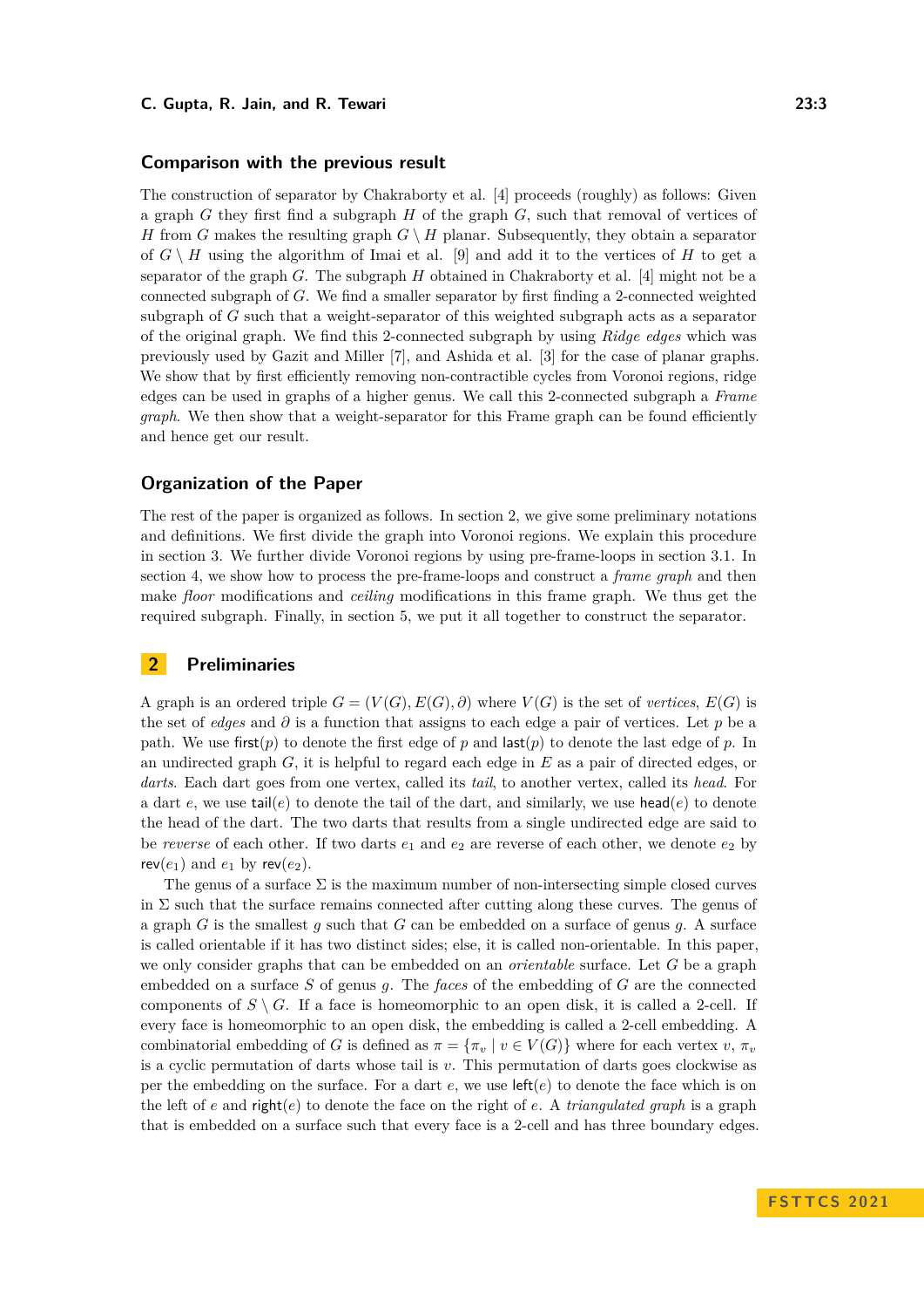## Comparison with the previous result

The construction of separator by Chakraborty et al. [4] proceeds (roughly) as follows: Given a graph $G$ they first find a subgraph $H$ of the graph $G$, such that removal of vertices of $H$ from $G$ makes the resulting graph $G \setminus H$ planar. Subsequently, they obtain a separator of $G \setminus H$ using the algorithm of Imai et al. [9] and add it to the vertices of $H$ to get a separator of the graph $G$. The subgraph $H$ obtained in Chakraborty et al. [4] might not be a connected subgraph of $G$. We find a smaller separator by first finding a 2-connected weighted subgraph of $G$ such that a weight-separator of this weighted subgraph acts as a separator of the original graph. We find this 2-connected subgraph by using *Ridge edges* which was previously used by Gazit and Miller [7], and Ashida et al. [3] for the case of planar graphs. We show that by first efficiently removing non-contractible cycles from Voronoi regions, ridge edges can be used in graphs of a higher genus. We call this 2-connected subgraph a *Frame graph*. We then show that a weight-separator for this Frame graph can be found efficiently and hence get our result.

## Organization of the Paper

The rest of the paper is organized as follows. In section 2, we give some preliminary notations and definitions. We first divide the graph into Voronoi regions. We explain this procedure in section 3. We further divide Voronoi regions by using pre-frame-loops in section 3.1. In section 4, we show how to process the pre-frame-loops and construct a *frame graph* and then make *floor* modifications and *ceiling* modifications in this frame graph. We thus get the required subgraph. Finally, in section 5, we put it all together to construct the separator.

# 2 Preliminaries

A graph is an ordered triple $G = (V(G), E(G), \partial)$ where $V(G)$ is the set of *vertices*, $E(G)$ is the set of *edges* and $\partial$ is a function that assigns to each edge a pair of vertices. Let $p$ be a path. We use $\mathsf{first}(p)$ to denote the first edge of $p$ and $\mathsf{last}(p)$ to denote the last edge of $p$. In an undirected graph $G$, it is helpful to regard each edge in $E$ as a pair of directed edges, or *darts*. Each dart goes from one vertex, called its *tail*, to another vertex, called its *head*. For a dart $e$, we use $\mathsf{tail}(e)$ to denote the tail of the dart, and similarly, we use $\mathsf{head}(e)$ to denote the head of the dart. The two darts that results from a single undirected edge are said to be *reverse* of each other. If two darts $e_1$ and $e_2$ are reverse of each other, we denote $e_2$ by $\mathsf{rev}(e_1)$ and $e_1$ by $\mathsf{rev}(e_2)$.

The genus of a surface $\Sigma$ is the maximum number of non-intersecting simple closed curves in $\Sigma$ such that the surface remains connected after cutting along these curves. The genus of a graph $G$ is the smallest $g$ such that $G$ can be embedded on a surface of genus $g$. A surface is called orientable if it has two distinct sides; else, it is called non-orientable. In this paper, we only consider graphs that can be embedded on an *orientable* surface. Let $G$ be a graph embedded on a surface $S$ of genus $g$. The *faces* of the embedding of $G$ are the connected components of $S \setminus G$. If a face is homeomorphic to an open disk, it is called a 2-cell. If every face is homeomorphic to an open disk, the embedding is called a 2-cell embedding. A combinatorial embedding of $G$ is defined as $\pi = \{\pi_v \mid v \in V(G)\}$ where for each vertex $v$, $\pi_v$ is a cyclic permutation of darts whose tail is $v$. This permutation of darts goes clockwise as per the embedding on the surface. For a dart $e$, we use $\mathsf{left}(e)$ to denote the face which is on the left of $e$ and $\mathsf{right}(e)$ to denote the face on the right of $e$. A *triangulated graph* is a graph that is embedded on a surface such that every face is a 2-cell and has three boundary edges.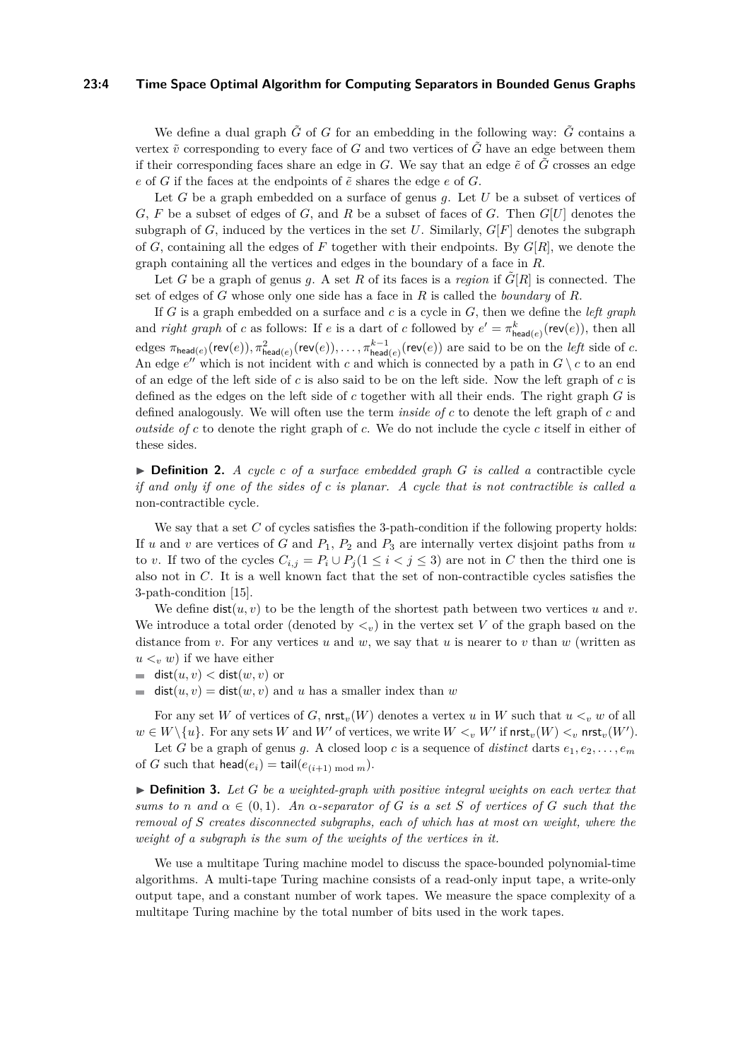We define a dual graph $\tilde{G}$ of $G$ for an embedding in the following way: $\tilde{G}$ contains a vertex $\tilde{v}$ corresponding to every face of $G$ and two vertices of $\tilde{G}$ have an edge between them if their corresponding faces share an edge in $G$. We say that an edge $\tilde{e}$ of $\tilde{G}$ crosses an edge $e$ of $G$ if the faces at the endpoints of $\tilde{e}$ shares the edge $e$ of $G$.

Let $G$ be a graph embedded on a surface of genus $g$. Let $U$ be a subset of vertices of $G$, $F$ be a subset of edges of $G$, and $R$ be a subset of faces of $G$. Then $G[U]$ denotes the subgraph of $G$, induced by the vertices in the set $U$. Similarly, $G[F]$ denotes the subgraph of $G$, containing all the edges of $F$ together with their endpoints. By $G[R]$, we denote the graph containing all the vertices and edges in the boundary of a face in $R$.

Let $G$ be a graph of genus $g$. A set $R$ of its faces is a *region* if $\tilde{G}[R]$ is connected. The set of edges of $G$ whose only one side has a face in $R$ is called the *boundary* of $R$.

If $G$ is a graph embedded on a surface and $c$ is a cycle in $G$, then we define the *left graph* and *right graph* of $c$ as follows: If $e$ is a dart of $c$ followed by $e' = \pi^k_{\mathsf{head}(e)}(\mathsf{rev}(e))$, then all edges $\pi_{\mathsf{head}(e)}(\mathsf{rev}(e)), \pi^2_{\mathsf{head}(e)}(\mathsf{rev}(e)), \ldots, \pi^{k-1}_{\mathsf{head}(e)}(\mathsf{rev}(e))$ are said to be on the *left* side of $c$. An edge $e''$ which is not incident with $c$ and which is connected by a path in $G \setminus c$ to an end of an edge of the left side of $c$ is also said to be on the left side. Now the left graph of $c$ is defined as the edges on the left side of $c$ together with all their ends. The right graph $G$ is defined analogously. We will often use the term *inside of* $c$ to denote the left graph of $c$ and *outside of* $c$ to denote the right graph of $c$. We do not include the cycle $c$ itself in either of these sides.

▶ **Definition 2.** *A cycle $c$ of a surface embedded graph $G$ is called a* contractible cycle *if and only if one of the sides of $c$ is planar. A cycle that is not contractible is called a* non-contractible cycle*.*

We say that a set $C$ of cycles satisfies the 3-path-condition if the following property holds: If $u$ and $v$ are vertices of $G$ and $P_1$, $P_2$ and $P_3$ are internally vertex disjoint paths from $u$ to $v$. If two of the cycles $C_{i,j} = P_i \cup P_j (1 \leq i < j \leq 3)$ are not in $C$ then the third one is also not in $C$. It is a well known fact that the set of non-contractible cycles satisfies the 3-path-condition [15].

We define $\mathsf{dist}(u, v)$ to be the length of the shortest path between two vertices $u$ and $v$. We introduce a total order (denoted by $<_v$) in the vertex set $V$ of the graph based on the distance from $v$. For any vertices $u$ and $w$, we say that $u$ is nearer to $v$ than $w$ (written as $u <_v w$) if we have either

- $\mathsf{dist}(u, v) < \mathsf{dist}(w, v)$ or
- $\mathsf{dist}(u, v) = \mathsf{dist}(w, v)$ and $u$ has a smaller index than $w$

For any set $W$ of vertices of $G$, $\mathsf{nrst}_v(W)$ denotes a vertex $u$ in $W$ such that $u <_v w$ of all $w \in W \setminus \{u\}$. For any sets $W$ and $W'$ of vertices, we write $W <_v W'$ if $\mathsf{nrst}_v(W) <_v \mathsf{nrst}_v(W')$.

Let $G$ be a graph of genus $g$. A closed loop $c$ is a sequence of *distinct* darts $e_1, e_2, \ldots, e_m$ of $G$ such that $\mathsf{head}(e_i) = \mathsf{tail}(e_{(i+1) \bmod m})$.

▶ **Definition 3.** *Let $G$ be a weighted-graph with positive integral weights on each vertex that sums to $n$ and $\alpha \in (0, 1)$. An $\alpha$-separator of $G$ is a set $S$ of vertices of $G$ such that the removal of $S$ creates disconnected subgraphs, each of which has at most $\alpha n$ weight, where the weight of a subgraph is the sum of the weights of the vertices in it.*

We use a multitape Turing machine model to discuss the space-bounded polynomial-time algorithms. A multi-tape Turing machine consists of a read-only input tape, a write-only output tape, and a constant number of work tapes. We measure the space complexity of a multitape Turing machine by the total number of bits used in the work tapes.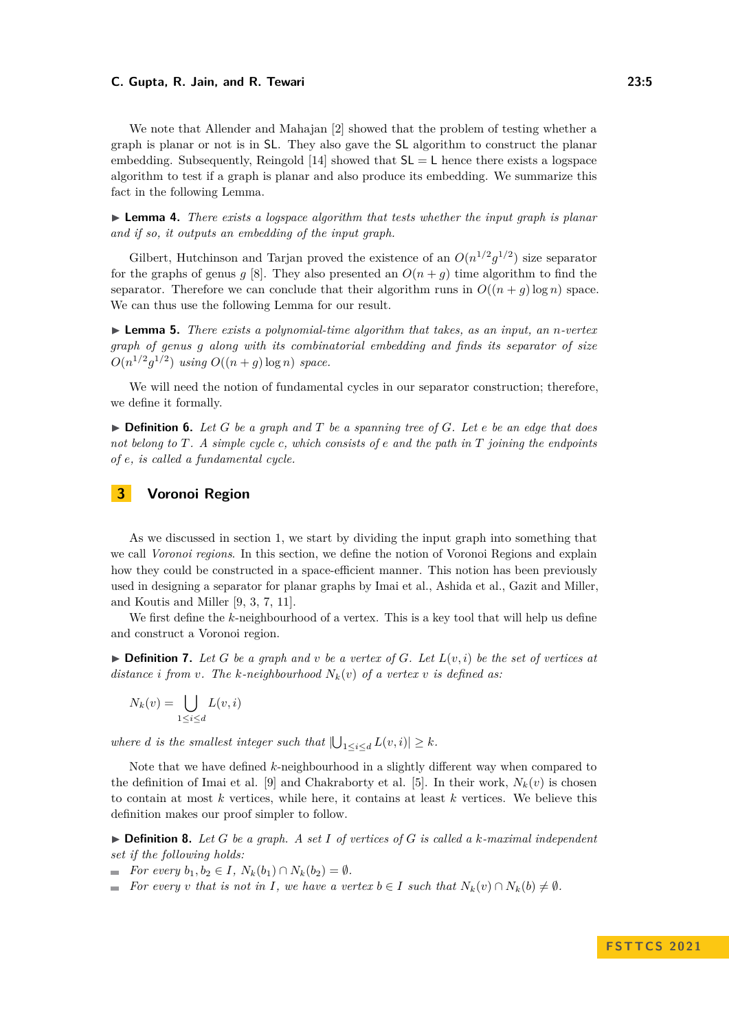We note that Allender and Mahajan [2] showed that the problem of testing whether a graph is planar or not is in SL. They also gave the SL algorithm to construct the planar embedding. Subsequently, Reingold [14] showed that SL = L hence there exists a logspace algorithm to test if a graph is planar and also produce its embedding. We summarize this fact in the following Lemma.

▶ **Lemma 4.** *There exists a logspace algorithm that tests whether the input graph is planar and if so, it outputs an embedding of the input graph.*

Gilbert, Hutchinson and Tarjan proved the existence of an $O(n^{1/2}g^{1/2})$ size separator for the graphs of genus $g$ [8]. They also presented an $O(n + g)$ time algorithm to find the separator. Therefore we can conclude that their algorithm runs in $O((n + g)\log n)$ space. We can thus use the following Lemma for our result.

▶ **Lemma 5.** *There exists a polynomial-time algorithm that takes, as an input, an $n$-vertex graph of genus $g$ along with its combinatorial embedding and finds its separator of size $O(n^{1/2}g^{1/2})$ using $O((n + g)\log n)$ space.*

We will need the notion of fundamental cycles in our separator construction; therefore, we define it formally.

▶ **Definition 6.** *Let $G$ be a graph and $T$ be a spanning tree of $G$. Let $e$ be an edge that does not belong to $T$. A simple cycle $c$, which consists of $e$ and the path in $T$ joining the endpoints of $e$, is called a fundamental cycle.*

## 3 Voronoi Region

As we discussed in section 1, we start by dividing the input graph into something that we call *Voronoi regions*. In this section, we define the notion of Voronoi Regions and explain how they could be constructed in a space-efficient manner. This notion has been previously used in designing a separator for planar graphs by Imai et al., Ashida et al., Gazit and Miller, and Koutis and Miller [9, 3, 7, 11].

We first define the $k$-neighbourhood of a vertex. This is a key tool that will help us define and construct a Voronoi region.

▶ **Definition 7.** *Let $G$ be a graph and $v$ be a vertex of $G$. Let $L(v, i)$ be the set of vertices at distance $i$ from $v$. The $k$-neighbourhood $N_k(v)$ of a vertex $v$ is defined as:*

$$N_k(v) = \bigcup_{1 \le i \le d} L(v, i)$$

*where $d$ is the smallest integer such that $|\bigcup_{1 \le i \le d} L(v, i)| \ge k$.*

Note that we have defined $k$-neighbourhood in a slightly different way when compared to the definition of Imai et al. [9] and Chakraborty et al. [5]. In their work, $N_k(v)$ is chosen to contain at most $k$ vertices, while here, it contains at least $k$ vertices. We believe this definition makes our proof simpler to follow.

▶ **Definition 8.** *Let $G$ be a graph. A set $I$ of vertices of $G$ is called a $k$-maximal independent set if the following holds:*

- *For every $b_1, b_2 \in I$, $N_k(b_1) \cap N_k(b_2) = \emptyset$.*
- *For every $v$ that is not in $I$, we have a vertex $b \in I$ such that $N_k(v) \cap N_k(b) \neq \emptyset$.*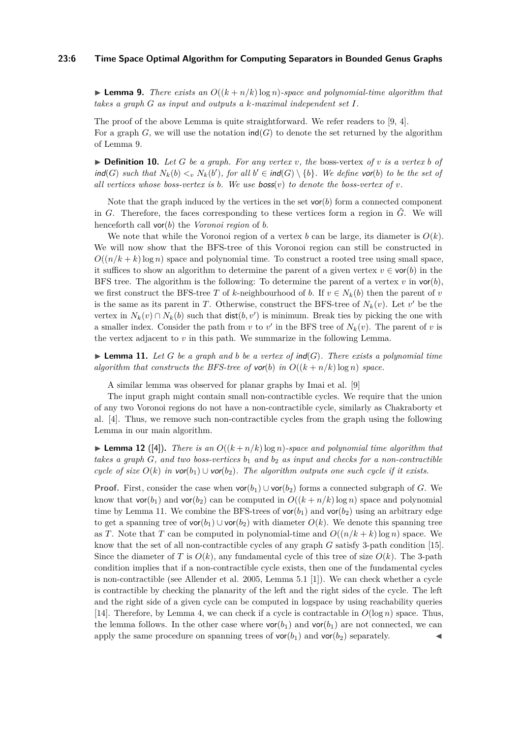▶ **Lemma 9.** *There exists an $O((k + n/k) \log n)$-space and polynomial-time algorithm that takes a graph $G$ as input and outputs a $k$-maximal independent set $I$.*

The proof of the above Lemma is quite straightforward. We refer readers to [9, 4].
For a graph $G$, we will use the notation $\mathsf{ind}(G)$ to denote the set returned by the algorithm of Lemma 9.

▶ **Definition 10.** *Let $G$ be a graph. For any vertex $v$, the* boss-vertex *of $v$ is a vertex $b$ of $\mathsf{ind}(G)$ such that $N_k(b) <_v N_k(b')$, for all $b' \in \mathsf{ind}(G) \setminus \{b\}$. We define $\mathsf{vor}(b)$ to be the set of all vertices whose boss-vertex is $b$. We use $\mathsf{boss}(v)$ to denote the boss-vertex of $v$.*

Note that the graph induced by the vertices in the set $\mathsf{vor}(b)$ form a connected component in $G$. Therefore, the faces corresponding to these vertices form a region in $\tilde{G}$. We will henceforth call $\mathsf{vor}(b)$ the *Voronoi region* of $b$.

We note that while the Voronoi region of a vertex $b$ can be large, its diameter is $O(k)$. We will now show that the BFS-tree of this Voronoi region can still be constructed in $O((n/k + k) \log n)$ space and polynomial time. To construct a rooted tree using small space, it suffices to show an algorithm to determine the parent of a given vertex $v \in \mathsf{vor}(b)$ in the BFS tree. The algorithm is the following: To determine the parent of a vertex $v$ in $\mathsf{vor}(b)$, we first construct the BFS-tree $T$ of $k$-neighbourhood of $b$. If $v \in N_k(b)$ then the parent of $v$ is the same as its parent in $T$. Otherwise, construct the BFS-tree of $N_k(v)$. Let $v'$ be the vertex in $N_k(v) \cap N_k(b)$ such that $\mathsf{dist}(b, v')$ is minimum. Break ties by picking the one with a smaller index. Consider the path from $v$ to $v'$ in the BFS tree of $N_k(v)$. The parent of $v$ is the vertex adjacent to $v$ in this path. We summarize in the following Lemma.

▶ **Lemma 11.** *Let $G$ be a graph and $b$ be a vertex of $\mathsf{ind}(G)$. There exists a polynomial time algorithm that constructs the BFS-tree of $\mathsf{vor}(b)$ in $O((k + n/k) \log n)$ space.*

A similar lemma was observed for planar graphs by Imai et al. [9]

The input graph might contain small non-contractible cycles. We require that the union of any two Voronoi regions do not have a non-contractible cycle, similarly as Chakraborty et al. [4]. Thus, we remove such non-contractible cycles from the graph using the following Lemma in our main algorithm.

▶ **Lemma 12** ([4])**.** *There is an $O((k + n/k) \log n)$-space and polynomial time algorithm that takes a graph $G$, and two boss-vertices $b_1$ and $b_2$ as input and checks for a non-contractible cycle of size $O(k)$ in $\mathsf{vor}(b_1) \cup \mathsf{vor}(b_2)$. The algorithm outputs one such cycle if it exists.*

**Proof.** First, consider the case when $\mathsf{vor}(b_1) \cup \mathsf{vor}(b_2)$ forms a connected subgraph of $G$. We know that $\mathsf{vor}(b_1)$ and $\mathsf{vor}(b_2)$ can be computed in $O((k + n/k) \log n)$ space and polynomial time by Lemma 11. We combine the BFS-trees of $\mathsf{vor}(b_1)$ and $\mathsf{vor}(b_2)$ using an arbitrary edge to get a spanning tree of $\mathsf{vor}(b_1) \cup \mathsf{vor}(b_2)$ with diameter $O(k)$. We denote this spanning tree as $T$. Note that $T$ can be computed in polynomial-time and $O((n/k + k) \log n)$ space. We know that the set of all non-contractible cycles of any graph $G$ satisfy 3-path condition [15]. Since the diameter of $T$ is $O(k)$, any fundamental cycle of this tree of size $O(k)$. The 3-path condition implies that if a non-contractible cycle exists, then one of the fundamental cycles is non-contractible (see Allender et al. 2005, Lemma 5.1 [1]). We can check whether a cycle is contractible by checking the planarity of the left and the right sides of the cycle. The left and the right side of a given cycle can be computed in logspace by using reachability queries [14]. Therefore, by Lemma 4, we can check if a cycle is contractable in $O(\log n)$ space. Thus, the lemma follows. In the other case where $\mathsf{vor}(b_1)$ and $\mathsf{vor}(b_1)$ are not connected, we can apply the same procedure on spanning trees of $\mathsf{vor}(b_1)$ and $\mathsf{vor}(b_2)$ separately. ◀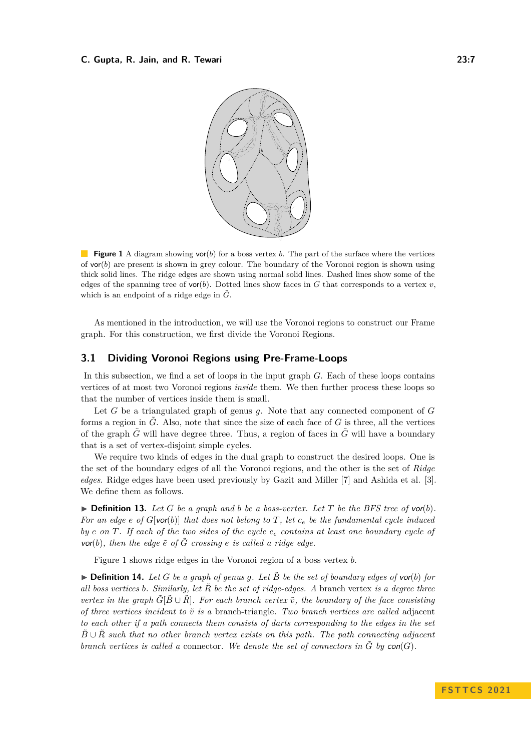**Figure 1** A diagram showing $\mathsf{vor}(b)$ for a boss vertex $b$. The part of the surface where the vertices of $\mathsf{vor}(b)$ are present is shown in grey colour. The boundary of the Voronoi region is shown using thick solid lines. The ridge edges are shown using normal solid lines. Dashed lines show some of the edges of the spanning tree of $\mathsf{vor}(b)$. Dotted lines show faces in $G$ that corresponds to a vertex $v$, which is an endpoint of a ridge edge in $\tilde{G}$.

As mentioned in the introduction, we will use the Voronoi regions to construct our Frame graph. For this construction, we first divide the Voronoi Regions.

## 3.1 Dividing Voronoi Regions using Pre-Frame-Loops

In this subsection, we find a set of loops in the input graph $G$. Each of these loops contains vertices of at most two Voronoi regions *inside* them. We then further process these loops so that the number of vertices inside them is small.

Let $G$ be a triangulated graph of genus $g$. Note that any connected component of $G$ forms a region in $\tilde{G}$. Also, note that since the size of each face of $G$ is three, all the vertices of the graph $\tilde{G}$ will have degree three. Thus, a region of faces in $\tilde{G}$ will have a boundary that is a set of vertex-disjoint simple cycles.

We require two kinds of edges in the dual graph to construct the desired loops. One is the set of the boundary edges of all the Voronoi regions, and the other is the set of *Ridge edges*. Ridge edges have been used previously by Gazit and Miller [7] and Ashida et al. [3]. We define them as follows.

▶ **Definition 13.** *Let $G$ be a graph and $b$ be a boss-vertex. Let $T$ be the BFS tree of $\mathsf{vor}(b)$. For an edge $e$ of $G[\mathsf{vor}(b)]$ that does not belong to $T$, let $c_e$ be the fundamental cycle induced by $e$ on $T$. If each of the two sides of the cycle $c_e$ contains at least one boundary cycle of $\mathsf{vor}(b)$, then the edge $\tilde{e}$ of $\tilde{G}$ crossing $e$ is called a ridge edge.*

Figure 1 shows ridge edges in the Voronoi region of a boss vertex $b$.

▶ **Definition 14.** *Let $G$ be a graph of genus $g$. Let $\tilde{B}$ be the set of boundary edges of $\mathsf{vor}(b)$ for all boss vertices $b$. Similarly, let $\tilde{R}$ be the set of ridge-edges. A* branch vertex *is a degree three vertex in the graph $\tilde{G}[\tilde{B} \cup \tilde{R}]$. For each branch vertex $\tilde{v}$, the boundary of the face consisting of three vertices incident to $\tilde{v}$ is a* branch-triangle*. Two branch vertices are called* adjacent *to each other if a path connects them consists of darts corresponding to the edges in the set $\tilde{B} \cup \tilde{R}$ such that no other branch vertex exists on this path. The path connecting adjacent branch vertices is called a* connector*. We denote the set of connectors in $\tilde{G}$ by $\mathsf{con}(G)$.*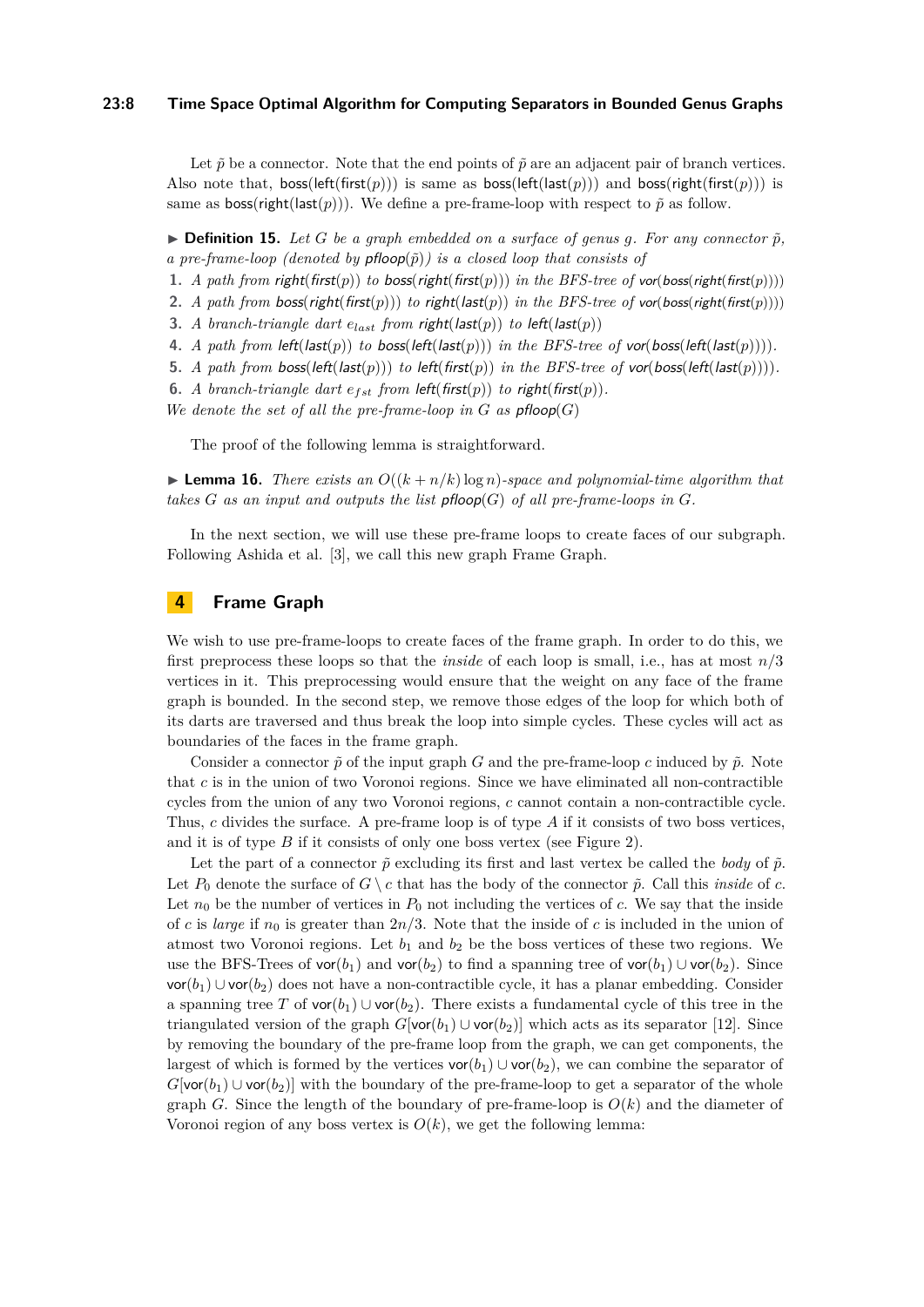Let $\tilde{p}$ be a connector. Note that the end points of $\tilde{p}$ are an adjacent pair of branch vertices. Also note that, $\mathsf{boss}(\mathsf{left}(\mathsf{first}(p)))$ is same as $\mathsf{boss}(\mathsf{left}(\mathsf{last}(p)))$ and $\mathsf{boss}(\mathsf{right}(\mathsf{first}(p)))$ is same as $\mathsf{boss}(\mathsf{right}(\mathsf{last}(p)))$. We define a pre-frame-loop with respect to $\tilde{p}$ as follow.

▶ **Definition 15.** *Let $G$ be a graph embedded on a surface of genus $g$. For any connector $\tilde{p}$, a pre-frame-loop (denoted by $\mathsf{pfloop}(\tilde{p})$) is a closed loop that consists of*

1. *A path from $\mathsf{right}(\mathsf{first}(p))$ to $\mathsf{boss}(\mathsf{right}(\mathsf{first}(p)))$ in the BFS-tree of $\mathsf{vor}(\mathsf{boss}(\mathsf{right}(\mathsf{first}(p))))$*
2. *A path from $\mathsf{boss}(\mathsf{right}(\mathsf{first}(p)))$ to $\mathsf{right}(\mathsf{last}(p))$ in the BFS-tree of $\mathsf{vor}(\mathsf{boss}(\mathsf{right}(\mathsf{first}(p))))$*
3. *A branch-triangle dart $e_{last}$ from $\mathsf{right}(\mathsf{last}(p))$ to $\mathsf{left}(\mathsf{last}(p))$*
4. *A path from $\mathsf{left}(\mathsf{last}(p))$ to $\mathsf{boss}(\mathsf{left}(\mathsf{last}(p)))$ in the BFS-tree of $\mathsf{vor}(\mathsf{boss}(\mathsf{left}(\mathsf{last}(p))))$.*
5. *A path from $\mathsf{boss}(\mathsf{left}(\mathsf{last}(p)))$ to $\mathsf{left}(\mathsf{first}(p))$ in the BFS-tree of $\mathsf{vor}(\mathsf{boss}(\mathsf{left}(\mathsf{last}(p))))$.*
6. *A branch-triangle dart $e_{fst}$ from $\mathsf{left}(\mathsf{first}(p))$ to $\mathsf{right}(\mathsf{first}(p))$.*

*We denote the set of all the pre-frame-loop in $G$ as $\mathsf{pfloop}(G)$*

The proof of the following lemma is straightforward.

▶ **Lemma 16.** *There exists an $O((k + n/k) \log n)$-space and polynomial-time algorithm that takes $G$ as an input and outputs the list $\mathsf{pfloop}(G)$ of all pre-frame-loops in $G$.*

In the next section, we will use these pre-frame loops to create faces of our subgraph. Following Ashida et al. [3], we call this new graph Frame Graph.

## 4 Frame Graph

We wish to use pre-frame-loops to create faces of the frame graph. In order to do this, we first preprocess these loops so that the *inside* of each loop is small, i.e., has at most $n/3$ vertices in it. This preprocessing would ensure that the weight on any face of the frame graph is bounded. In the second step, we remove those edges of the loop for which both of its darts are traversed and thus break the loop into simple cycles. These cycles will act as boundaries of the faces in the frame graph.

Consider a connector $\tilde{p}$ of the input graph $G$ and the pre-frame-loop $c$ induced by $\tilde{p}$. Note that $c$ is in the union of two Voronoi regions. Since we have eliminated all non-contractible cycles from the union of any two Voronoi regions, $c$ cannot contain a non-contractible cycle. Thus, $c$ divides the surface. A pre-frame loop is of type $A$ if it consists of two boss vertices, and it is of type $B$ if it consists of only one boss vertex (see Figure 2).

Let the part of a connector $\tilde{p}$ excluding its first and last vertex be called the *body* of $\tilde{p}$. Let $P_0$ denote the surface of $G \setminus c$ that has the body of the connector $\tilde{p}$. Call this *inside* of $c$. Let $n_0$ be the number of vertices in $P_0$ not including the vertices of $c$. We say that the inside of $c$ is *large* if $n_0$ is greater than $2n/3$. Note that the inside of $c$ is included in the union of atmost two Voronoi regions. Let $b_1$ and $b_2$ be the boss vertices of these two regions. We use the BFS-Trees of $\mathsf{vor}(b_1)$ and $\mathsf{vor}(b_2)$ to find a spanning tree of $\mathsf{vor}(b_1) \cup \mathsf{vor}(b_2)$. Since $\mathsf{vor}(b_1) \cup \mathsf{vor}(b_2)$ does not have a non-contractible cycle, it has a planar embedding. Consider a spanning tree $T$ of $\mathsf{vor}(b_1) \cup \mathsf{vor}(b_2)$. There exists a fundamental cycle of this tree in the triangulated version of the graph $G[\mathsf{vor}(b_1) \cup \mathsf{vor}(b_2)]$ which acts as its separator [12]. Since by removing the boundary of the pre-frame loop from the graph, we can get components, the largest of which is formed by the vertices $\mathsf{vor}(b_1) \cup \mathsf{vor}(b_2)$, we can combine the separator of $G[\mathsf{vor}(b_1) \cup \mathsf{vor}(b_2)]$ with the boundary of the pre-frame-loop to get a separator of the whole graph $G$. Since the length of the boundary of pre-frame-loop is $O(k)$ and the diameter of Voronoi region of any boss vertex is $O(k)$, we get the following lemma: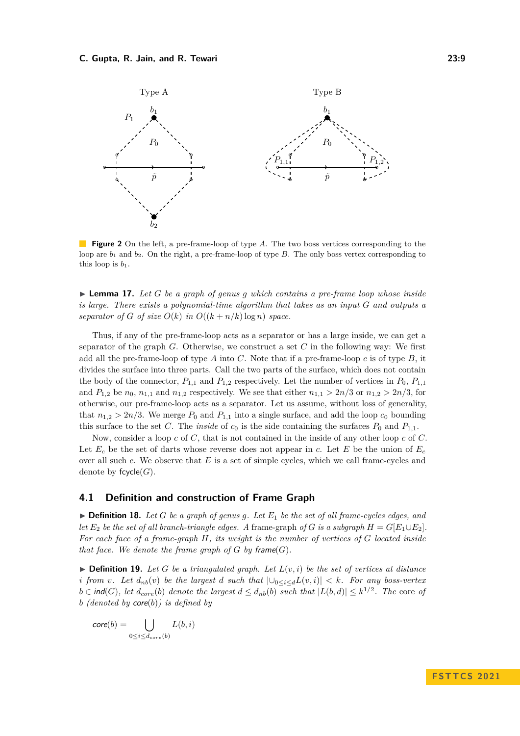**Figure 2** On the left, a pre-frame-loop of type $A$. The two boss vertices corresponding to the loop are $b_1$ and $b_2$. On the right, a pre-frame-loop of type $B$. The only boss vertex corresponding to this loop is $b_1$.

▶ **Lemma 17.** *Let $G$ be a graph of genus $g$ which contains a pre-frame loop whose inside is large. There exists a polynomial-time algorithm that takes as an input $G$ and outputs a separator of $G$ of size $O(k)$ in $O((k + n/k) \log n)$ space.*

Thus, if any of the pre-frame-loop acts as a separator or has a large inside, we can get a separator of the graph $G$. Otherwise, we construct a set $C$ in the following way: We first add all the pre-frame-loop of type $A$ into $C$. Note that if a pre-frame-loop $c$ is of type $B$, it divides the surface into three parts. Call the two parts of the surface, which does not contain the body of the connector, $P_{1,1}$ and $P_{1,2}$ respectively. Let the number of vertices in $P_0$, $P_{1,1}$ and $P_{1,2}$ be $n_0$, $n_{1,1}$ and $n_{1,2}$ respectively. We see that either $n_{1,1} > 2n/3$ or $n_{1,2} > 2n/3$, for otherwise, our pre-frame-loop acts as a separator. Let us assume, without loss of generality, that $n_{1,2} > 2n/3$. We merge $P_0$ and $P_{1,1}$ into a single surface, and add the loop $c_0$ bounding this surface to the set $C$. The *inside* of $c_0$ is the side containing the surfaces $P_0$ and $P_{1,1}$.

Now, consider a loop $c$ of $C$, that is not contained in the inside of any other loop $c$ of $C$. Let $E_c$ be the set of darts whose reverse does not appear in $c$. Let $E$ be the union of $E_c$ over all such $c$. We observe that $E$ is a set of simple cycles, which we call frame-cycles and denote by $\mathsf{fcycle}(G)$.

## 4.1 Definition and construction of Frame Graph

▶ **Definition 18.** *Let $G$ be a graph of genus $g$. Let $E_1$ be the set of all frame-cycles edges, and let $E_2$ be the set of all branch-triangle edges. A* frame-graph *of $G$ is a subgraph $H = G[E_1 \cup E_2]$. For each face of a frame-graph $H$, its weight is the number of vertices of $G$ located inside that face. We denote the frame graph of $G$ by $\mathsf{frame}(G)$.*

▶ **Definition 19.** *Let $G$ be a triangulated graph. Let $L(v, i)$ be the set of vertices at distance $i$ from $v$. Let $d_{nb}(v)$ be the largest $d$ such that $|\cup_{0 \leq i \leq d} L(v, i)| < k$. For any boss-vertex $b \in \mathsf{ind}(G)$, let $d_{core}(b)$ denote the largest $d \leq d_{nb}(b)$ such that $|L(b, d)| \leq k^{1/2}$. The* core *of $b$ (denoted by $\mathsf{core}(b)$) is defined by*

$$\mathsf{core}(b) = \bigcup_{0 \leq i \leq d_{core}(b)} L(b, i)$$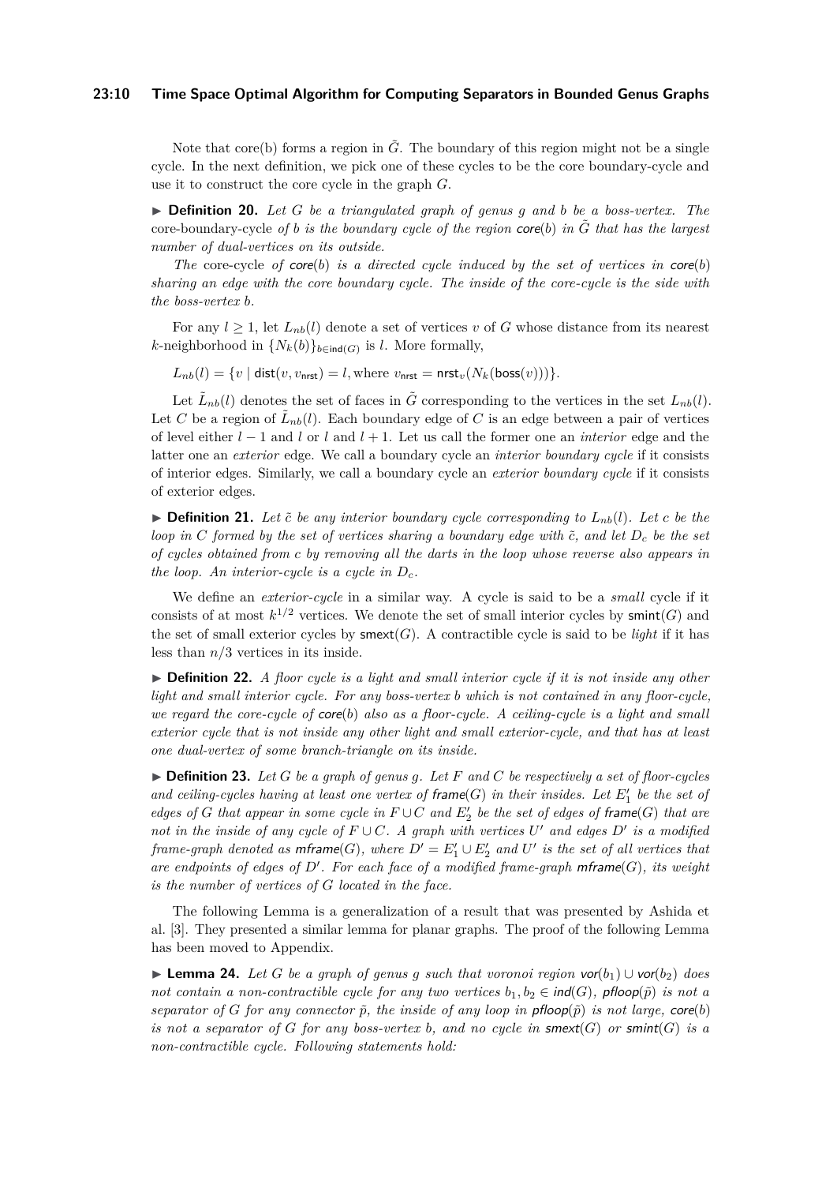Note that core(b) forms a region in $\tilde{G}$. The boundary of this region might not be a single cycle. In the next definition, we pick one of these cycles to be the core boundary-cycle and use it to construct the core cycle in the graph $G$.

▶ **Definition 20.** *Let $G$ be a triangulated graph of genus $g$ and $b$ be a boss-vertex. The* core-boundary-cycle *of $b$ is the boundary cycle of the region $\mathsf{core}(b)$ in $\tilde{G}$ that has the largest number of dual-vertices on its outside.*

*The* core-cycle *of $\mathsf{core}(b)$ is a directed cycle induced by the set of vertices in $\mathsf{core}(b)$ sharing an edge with the core boundary cycle. The inside of the core-cycle is the side with the boss-vertex $b$.*

For any $l \geq 1$, let $L_{nb}(l)$ denote a set of vertices $v$ of $G$ whose distance from its nearest $k$-neighborhood in $\{N_k(b)\}_{b \in \mathsf{ind}(G)}$ is $l$. More formally,

$L_{nb}(l) = \{v \mid \mathsf{dist}(v, v_{\mathsf{nrst}}) = l, \text{where } v_{\mathsf{nrst}} = \mathsf{nrst}_v(N_k(\mathsf{boss}(v)))\}.$

Let $\tilde{L}_{nb}(l)$ denotes the set of faces in $\tilde{G}$ corresponding to the vertices in the set $L_{nb}(l)$. Let $C$ be a region of $\tilde{L}_{nb}(l)$. Each boundary edge of $C$ is an edge between a pair of vertices of level either $l-1$ and $l$ or $l$ and $l+1$. Let us call the former one an *interior* edge and the latter one an *exterior* edge. We call a boundary cycle an *interior boundary cycle* if it consists of interior edges. Similarly, we call a boundary cycle an *exterior boundary cycle* if it consists of exterior edges.

▶ **Definition 21.** *Let $\tilde{c}$ be any interior boundary cycle corresponding to $L_{nb}(l)$. Let $c$ be the loop in $C$ formed by the set of vertices sharing a boundary edge with $\tilde{c}$, and let $D_c$ be the set of cycles obtained from $c$ by removing all the darts in the loop whose reverse also appears in the loop. An interior-cycle is a cycle in $D_c$.*

We define an *exterior-cycle* in a similar way. A cycle is said to be a *small* cycle if it consists of at most $k^{1/2}$ vertices. We denote the set of small interior cycles by $\mathsf{smint}(G)$ and the set of small exterior cycles by $\mathsf{smext}(G)$. A contractible cycle is said to be *light* if it has less than $n/3$ vertices in its inside.

▶ **Definition 22.** *A floor cycle is a light and small interior cycle if it is not inside any other light and small interior cycle. For any boss-vertex $b$ which is not contained in any floor-cycle, we regard the core-cycle of $\mathsf{core}(b)$ also as a floor-cycle. A ceiling-cycle is a light and small exterior cycle that is not inside any other light and small exterior-cycle, and that has at least one dual-vertex of some branch-triangle on its inside.*

▶ **Definition 23.** *Let $G$ be a graph of genus $g$. Let $F$ and $C$ be respectively a set of floor-cycles and ceiling-cycles having at least one vertex of $\mathsf{frame}(G)$ in their insides. Let $E'_1$ be the set of edges of $G$ that appear in some cycle in $F \cup C$ and $E'_2$ be the set of edges of $\mathsf{frame}(G)$ that are not in the inside of any cycle of $F \cup C$. A graph with vertices $U'$ and edges $D'$ is a modified frame-graph denoted as $\mathsf{mframe}(G)$, where $D' = E'_1 \cup E'_2$ and $U'$ is the set of all vertices that are endpoints of edges of $D'$. For each face of a modified frame-graph $\mathsf{mframe}(G)$, its weight is the number of vertices of $G$ located in the face.*

The following Lemma is a generalization of a result that was presented by Ashida et al. [3]. They presented a similar lemma for planar graphs. The proof of the following Lemma has been moved to Appendix.

▶ **Lemma 24.** *Let $G$ be a graph of genus $g$ such that voronoi region $\mathsf{vor}(b_1) \cup \mathsf{vor}(b_2)$ does not contain a non-contractible cycle for any two vertices $b_1, b_2 \in \mathsf{ind}(G)$, $\mathsf{pfloop}(\tilde{p})$ is not a separator of $G$ for any connector $\tilde{p}$, the inside of any loop in $\mathsf{pfloop}(\tilde{p})$ is not large, $\mathsf{core}(b)$ is not a separator of $G$ for any boss-vertex $b$, and no cycle in $\mathsf{smext}(G)$ or $\mathsf{smint}(G)$ is a non-contractible cycle. Following statements hold:*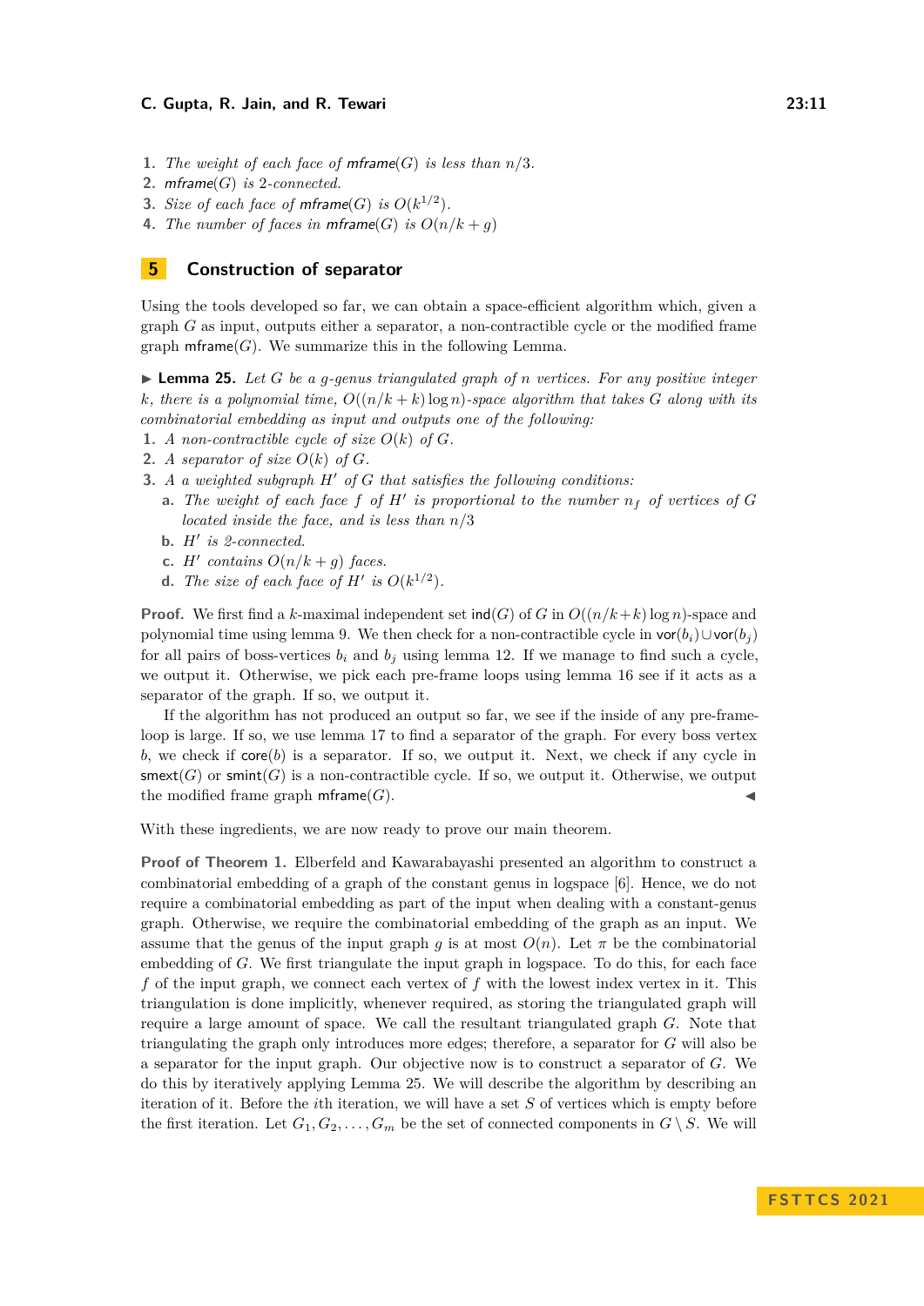1. *The weight of each face of* mframe$(G)$ *is less than* $n/3$.
2. mframe$(G)$ *is* 2*-connected.*
3. *Size of each face of* mframe$(G)$ *is* $O(k^{1/2})$.
4. *The number of faces in* mframe$(G)$ *is* $O(n/k+g)$

## 5 Construction of separator

Using the tools developed so far, we can obtain a space-efficient algorithm which, given a graph $G$ as input, outputs either a separator, a non-contractible cycle or the modified frame graph mframe$(G)$. We summarize this in the following Lemma.

▶ **Lemma 25.** *Let $G$ be a $g$-genus triangulated graph of $n$ vertices. For any positive integer $k$, there is a polynomial time, $O((n/k+k)\log n)$-space algorithm that takes $G$ along with its combinatorial embedding as input and outputs one of the following:*
1. *A non-contractible cycle of size $O(k)$ of $G$.*
2. *A separator of size $O(k)$ of $G$.*
3. *A a weighted subgraph $H'$ of $G$ that satisfies the following conditions:*
   a. *The weight of each face $f$ of $H'$ is proportional to the number $n_f$ of vertices of $G$ located inside the face, and is less than $n/3$*
   b. *$H'$ is 2-connected.*
   c. *$H'$ contains $O(n/k+g)$ faces.*
   d. *The size of each face of $H'$ is $O(k^{1/2})$.*

**Proof.** We first find a $k$-maximal independent set ind$(G)$ of $G$ in $O((n/k+k)\log n)$-space and polynomial time using lemma 9. We then check for a non-contractible cycle in vor$(b_i)\cup$vor$(b_j)$ for all pairs of boss-vertices $b_i$ and $b_j$ using lemma 12. If we manage to find such a cycle, we output it. Otherwise, we pick each pre-frame loops using lemma 16 see if it acts as a separator of the graph. If so, we output it.

If the algorithm has not produced an output so far, we see if the inside of any pre-frame-loop is large. If so, we use lemma 17 to find a separator of the graph. For every boss vertex $b$, we check if core$(b)$ is a separator. If so, we output it. Next, we check if any cycle in smext$(G)$ or smint$(G)$ is a non-contractible cycle. If so, we output it. Otherwise, we output the modified frame graph mframe$(G)$. ◀

With these ingredients, we are now ready to prove our main theorem.

**Proof of Theorem 1.** Elberfeld and Kawarabayashi presented an algorithm to construct a combinatorial embedding of a graph of the constant genus in logspace [6]. Hence, we do not require a combinatorial embedding as part of the input when dealing with a constant-genus graph. Otherwise, we require the combinatorial embedding of the graph as an input. We assume that the genus of the input graph $g$ is at most $O(n)$. Let $\pi$ be the combinatorial embedding of $G$. We first triangulate the input graph in logspace. To do this, for each face $f$ of the input graph, we connect each vertex of $f$ with the lowest index vertex in it. This triangulation is done implicitly, whenever required, as storing the triangulated graph will require a large amount of space. We call the resultant triangulated graph $G$. Note that triangulating the graph only introduces more edges; therefore, a separator for $G$ will also be a separator for the input graph. Our objective now is to construct a separator of $G$. We do this by iteratively applying Lemma 25. We will describe the algorithm by describing an iteration of it. Before the $i$th iteration, we will have a set $S$ of vertices which is empty before the first iteration. Let $G_1, G_2, \ldots, G_m$ be the set of connected components in $G \setminus S$. We will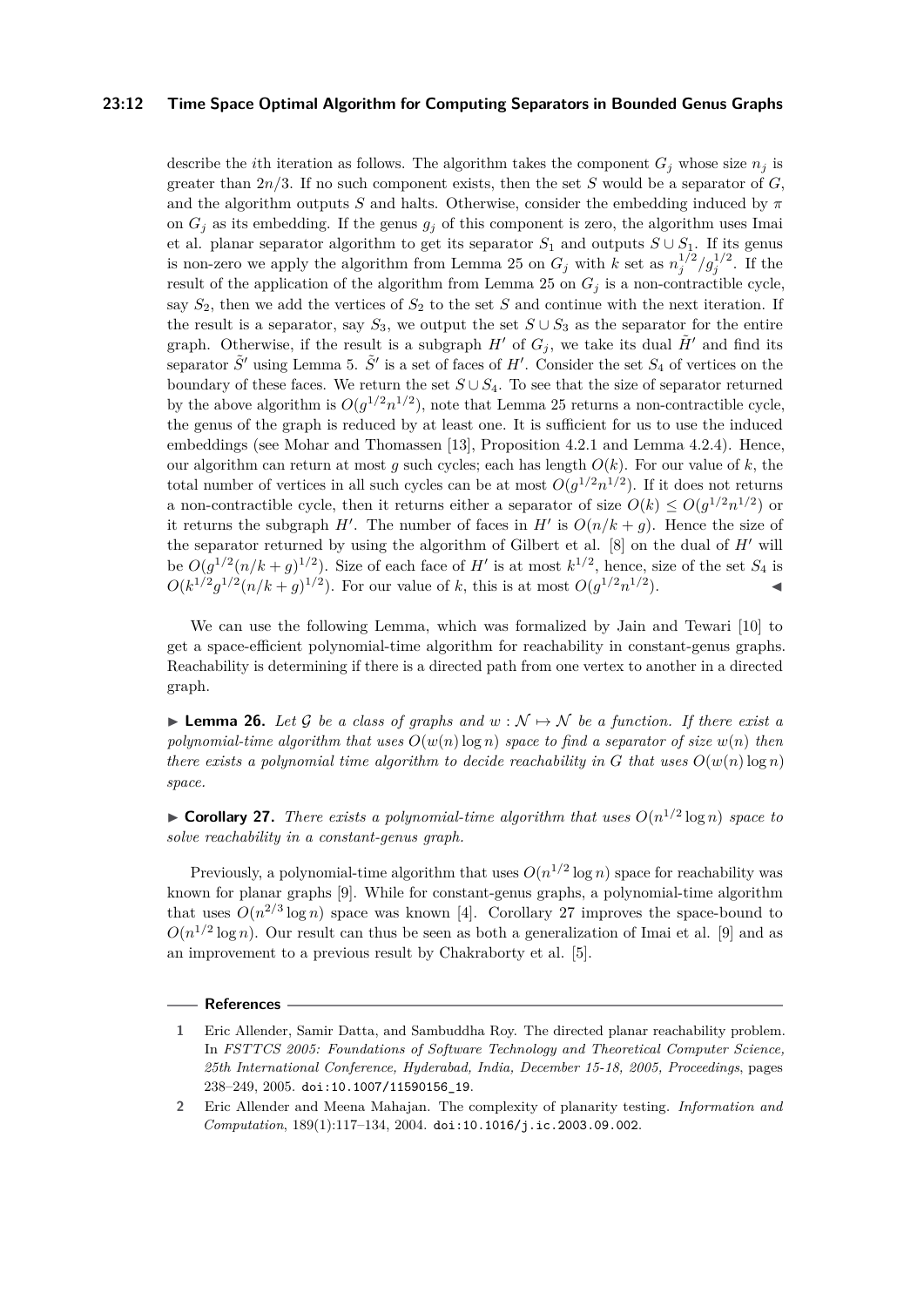describe the $i$th iteration as follows. The algorithm takes the component $G_j$ whose size $n_j$ is greater than $2n/3$. If no such component exists, then the set $S$ would be a separator of $G$, and the algorithm outputs $S$ and halts. Otherwise, consider the embedding induced by $\pi$ on $G_j$ as its embedding. If the genus $g_j$ of this component is zero, the algorithm uses Imai et al. planar separator algorithm to get its separator $S_1$ and outputs $S \cup S_1$. If its genus is non-zero we apply the algorithm from Lemma 25 on $G_j$ with $k$ set as $n_j^{1/2}/g_j^{1/2}$. If the result of the application of the algorithm from Lemma 25 on $G_j$ is a non-contractible cycle, say $S_2$, then we add the vertices of $S_2$ to the set $S$ and continue with the next iteration. If the result is a separator, say $S_3$, we output the set $S \cup S_3$ as the separator for the entire graph. Otherwise, if the result is a subgraph $H'$ of $G_j$, we take its dual $\tilde{H}'$ and find its separator $\tilde{S}'$ using Lemma 5. $\tilde{S}'$ is a set of faces of $H'$. Consider the set $S_4$ of vertices on the boundary of these faces. We return the set $S \cup S_4$. To see that the size of separator returned by the above algorithm is $O(g^{1/2}n^{1/2})$, note that Lemma 25 returns a non-contractible cycle, the genus of the graph is reduced by at least one. It is sufficient for us to use the induced embeddings (see Mohar and Thomassen [13], Proposition 4.2.1 and Lemma 4.2.4). Hence, our algorithm can return at most $g$ such cycles; each has length $O(k)$. For our value of $k$, the total number of vertices in all such cycles can be at most $O(g^{1/2}n^{1/2})$. If it does not returns a non-contractible cycle, then it returns either a separator of size $O(k) \leq O(g^{1/2}n^{1/2})$ or it returns the subgraph $H'$. The number of faces in $H'$ is $O(n/k + g)$. Hence the size of the separator returned by using the algorithm of Gilbert et al. [8] on the dual of $H'$ will be $O(g^{1/2}(n/k + g)^{1/2})$. Size of each face of $H'$ is at most $k^{1/2}$, hence, size of the set $S_4$ is $O(k^{1/2}g^{1/2}(n/k + g)^{1/2})$. For our value of $k$, this is at most $O(g^{1/2}n^{1/2})$. ◀

We can use the following Lemma, which was formalized by Jain and Tewari [10] to get a space-efficient polynomial-time algorithm for reachability in constant-genus graphs. Reachability is determining if there is a directed path from one vertex to another in a directed graph.

▶ **Lemma 26.** *Let $\mathcal{G}$ be a class of graphs and $w : \mathcal{N} \mapsto \mathcal{N}$ be a function. If there exist a polynomial-time algorithm that uses $O(w(n) \log n)$ space to find a separator of size $w(n)$ then there exists a polynomial time algorithm to decide reachability in $G$ that uses $O(w(n) \log n)$ space.*

▶ **Corollary 27.** *There exists a polynomial-time algorithm that uses $O(n^{1/2} \log n)$ space to solve reachability in a constant-genus graph.*

Previously, a polynomial-time algorithm that uses $O(n^{1/2} \log n)$ space for reachability was known for planar graphs [9]. While for constant-genus graphs, a polynomial-time algorithm that uses $O(n^{2/3} \log n)$ space was known [4]. Corollary 27 improves the space-bound to $O(n^{1/2} \log n)$. Our result can thus be seen as both a generalization of Imai et al. [9] and as an improvement to a previous result by Chakraborty et al. [5].

## References

1. Eric Allender, Samir Datta, and Sambuddha Roy. The directed planar reachability problem. In *FSTTCS 2005: Foundations of Software Technology and Theoretical Computer Science, 25th International Conference, Hyderabad, India, December 15-18, 2005, Proceedings*, pages 238–249, 2005. doi:10.1007/11590156_19.
2. Eric Allender and Meena Mahajan. The complexity of planarity testing. *Information and Computation*, 189(1):117–134, 2004. doi:10.1016/j.ic.2003.09.002.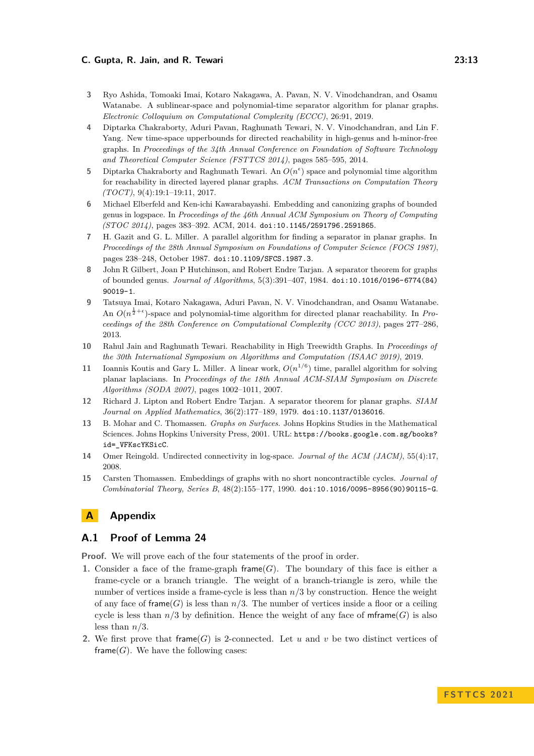3 Ryo Ashida, Tomoaki Imai, Kotaro Nakagawa, A. Pavan, N. V. Vinodchandran, and Osamu Watanabe. A sublinear-space and polynomial-time separator algorithm for planar graphs. *Electronic Colloquium on Computational Complexity (ECCC)*, 26:91, 2019.

4 Diptarka Chakraborty, Aduri Pavan, Raghunath Tewari, N. V. Vinodchandran, and Lin F. Yang. New time-space upperbounds for directed reachability in high-genus and h-minor-free graphs. In *Proceedings of the 34th Annual Conference on Foundation of Software Technology and Theoretical Computer Science (FSTTCS 2014)*, pages 585–595, 2014.

5 Diptarka Chakraborty and Raghunath Tewari. An $O(n^{\epsilon})$ space and polynomial time algorithm for reachability in directed layered planar graphs. *ACM Transactions on Computation Theory (TOCT)*, 9(4):19:1–19:11, 2017.

6 Michael Elberfeld and Ken-ichi Kawarabayashi. Embedding and canonizing graphs of bounded genus in logspace. In *Proceedings of the 46th Annual ACM Symposium on Theory of Computing (STOC 2014)*, pages 383–392. ACM, 2014. doi:10.1145/2591796.2591865.

7 H. Gazit and G. L. Miller. A parallel algorithm for finding a separator in planar graphs. In *Proceedings of the 28th Annual Symposium on Foundations of Computer Science (FOCS 1987)*, pages 238–248, October 1987. doi:10.1109/SFCS.1987.3.

8 John R Gilbert, Joan P Hutchinson, and Robert Endre Tarjan. A separator theorem for graphs of bounded genus. *Journal of Algorithms*, 5(3):391–407, 1984. doi:10.1016/0196-6774(84)90019-1.

9 Tatsuya Imai, Kotaro Nakagawa, Aduri Pavan, N. V. Vinodchandran, and Osamu Watanabe. An $O(n^{\frac{1}{2}+\epsilon})$-space and polynomial-time algorithm for directed planar reachability. In *Proceedings of the 28th Conference on Computational Complexity (CCC 2013)*, pages 277–286, 2013.

10 Rahul Jain and Raghunath Tewari. Reachability in High Treewidth Graphs. In *Proceedings of the 30th International Symposium on Algorithms and Computation (ISAAC 2019)*, 2019.

11 Ioannis Koutis and Gary L. Miller. A linear work, $O(n^{1/6})$ time, parallel algorithm for solving planar laplacians. In *Proceedings of the 18th Annual ACM-SIAM Symposium on Discrete Algorithms (SODA 2007)*, pages 1002–1011, 2007.

12 Richard J. Lipton and Robert Endre Tarjan. A separator theorem for planar graphs. *SIAM Journal on Applied Mathematics*, 36(2):177–189, 1979. doi:10.1137/0136016.

13 B. Mohar and C. Thomassen. *Graphs on Surfaces*. Johns Hopkins Studies in the Mathematical Sciences. Johns Hopkins University Press, 2001. URL: https://books.google.com.sg/books?id=_VFKscYKSicC.

14 Omer Reingold. Undirected connectivity in log-space. *Journal of the ACM (JACM)*, 55(4):17, 2008.

15 Carsten Thomassen. Embeddings of graphs with no short noncontractible cycles. *Journal of Combinatorial Theory, Series B*, 48(2):155–177, 1990. doi:10.1016/0095-8956(90)90115-G.

# A Appendix

## A.1 Proof of Lemma 24

**Proof.** We will prove each of the four statements of the proof in order.

1. Consider a face of the frame-graph frame($G$). The boundary of this face is either a frame-cycle or a branch triangle. The weight of a branch-triangle is zero, while the number of vertices inside a frame-cycle is less than $n/3$ by construction. Hence the weight of any face of frame($G$) is less than $n/3$. The number of vertices inside a floor or a ceiling cycle is less than $n/3$ by definition. Hence the weight of any face of mframe($G$) is also less than $n/3$.
2. We first prove that frame($G$) is 2-connected. Let $u$ and $v$ be two distinct vertices of frame($G$). We have the following cases: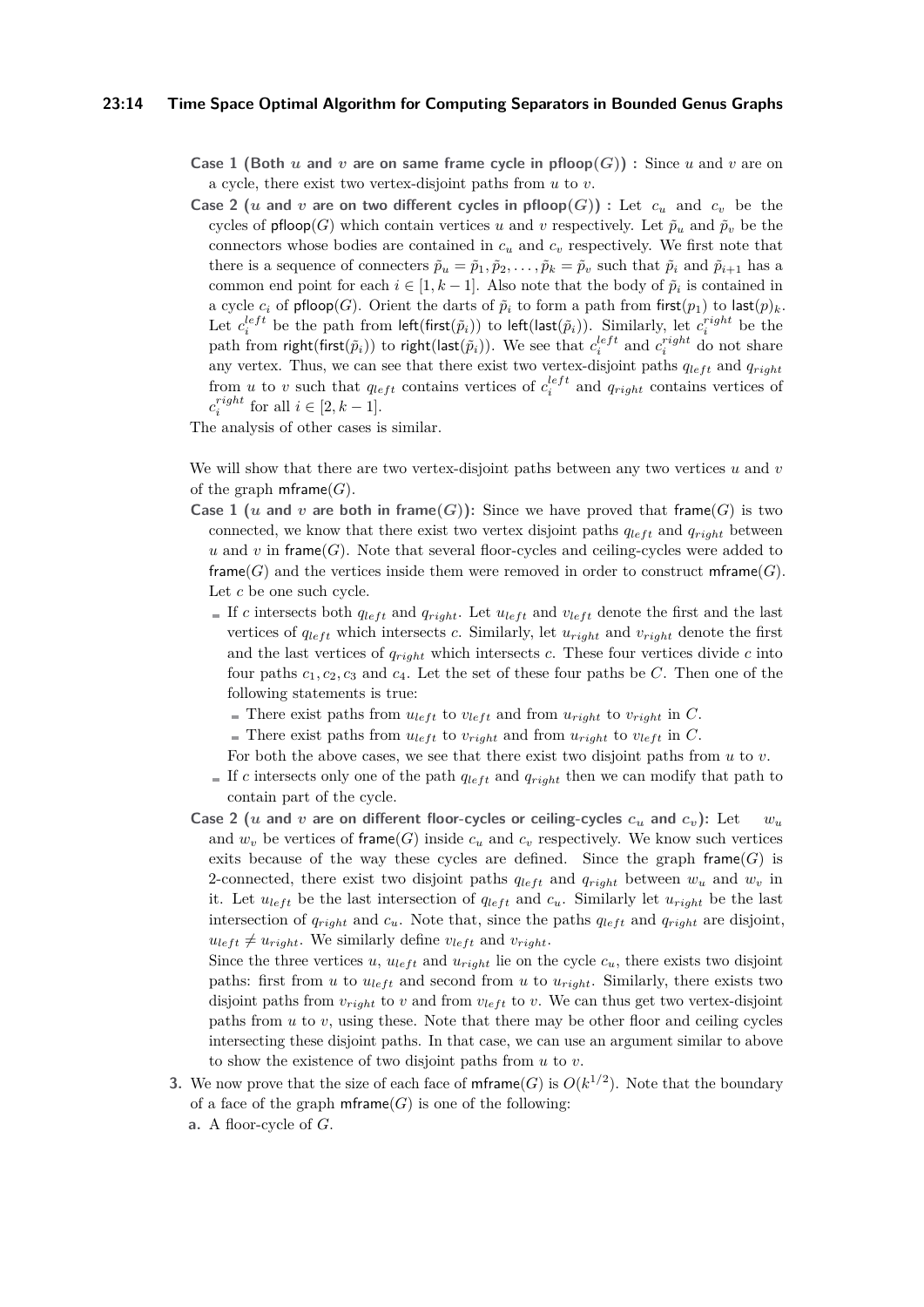**Case 1 (Both $u$ and $v$ are on same frame cycle in pfloop($G$)) :** Since $u$ and $v$ are on a cycle, there exist two vertex-disjoint paths from $u$ to $v$.

**Case 2 ($u$ and $v$ are on two different cycles in pfloop($G$)) :** Let $c_u$ and $c_v$ be the cycles of $\mathsf{pfloop}(G)$ which contain vertices $u$ and $v$ respectively. Let $\tilde{p}_u$ and $\tilde{p}_v$ be the connectors whose bodies are contained in $c_u$ and $c_v$ respectively. We first note that there is a sequence of connecters $\tilde{p}_u = \tilde{p}_1, \tilde{p}_2, \ldots, \tilde{p}_k = \tilde{p}_v$ such that $\tilde{p}_i$ and $\tilde{p}_{i+1}$ has a common end point for each $i \in [1, k-1]$. Also note that the body of $\tilde{p}_i$ is contained in a cycle $c_i$ of $\mathsf{pfloop}(G)$. Orient the darts of $\tilde{p}_i$ to form a path from $\mathsf{first}(p_1)$ to $\mathsf{last}(p)_k$. Let $c_i^{left}$ be the path from $\mathsf{left}(\mathsf{first}(\tilde{p}_i))$ to $\mathsf{left}(\mathsf{last}(\tilde{p}_i))$. Similarly, let $c_i^{right}$ be the path from $\mathsf{right}(\mathsf{first}(\tilde{p}_i))$ to $\mathsf{right}(\mathsf{last}(\tilde{p}_i))$. We see that $c_i^{left}$ and $c_i^{right}$ do not share any vertex. Thus, we can see that there exist two vertex-disjoint paths $q_{left}$ and $q_{right}$ from $u$ to $v$ such that $q_{left}$ contains vertices of $c_i^{left}$ and $q_{right}$ contains vertices of $c_i^{right}$ for all $i \in [2, k-1]$.

The analysis of other cases is similar.

We will show that there are two vertex-disjoint paths between any two vertices $u$ and $v$ of the graph $\mathsf{mframe}(G)$.

**Case 1 ($u$ and $v$ are both in frame($G$)):** Since we have proved that $\mathsf{frame}(G)$ is two connected, we know that there exist two vertex disjoint paths $q_{left}$ and $q_{right}$ between $u$ and $v$ in $\mathsf{frame}(G)$. Note that several floor-cycles and ceiling-cycles were added to $\mathsf{frame}(G)$ and the vertices inside them were removed in order to construct $\mathsf{mframe}(G)$. Let $c$ be one such cycle.

- If $c$ intersects both $q_{left}$ and $q_{right}$. Let $u_{left}$ and $v_{left}$ denote the first and the last vertices of $q_{left}$ which intersects $c$. Similarly, let $u_{right}$ and $v_{right}$ denote the first and the last vertices of $q_{right}$ which intersects $c$. These four vertices divide $c$ into four paths $c_1, c_2, c_3$ and $c_4$. Let the set of these four paths be $C$. Then one of the following statements is true:
  - There exist paths from $u_{left}$ to $v_{left}$ and from $u_{right}$ to $v_{right}$ in $C$.
  - There exist paths from $u_{left}$ to $v_{right}$ and from $u_{right}$ to $v_{left}$ in $C$.

  For both the above cases, we see that there exist two disjoint paths from $u$ to $v$.
- If $c$ intersects only one of the path $q_{left}$ and $q_{right}$ then we can modify that path to contain part of the cycle.

**Case 2 ($u$ and $v$ are on different floor-cycles or ceiling-cycles $c_u$ and $c_v$):** Let $w_u$ and $w_v$ be vertices of $\mathsf{frame}(G)$ inside $c_u$ and $c_v$ respectively. We know such vertices exits because of the way these cycles are defined. Since the graph $\mathsf{frame}(G)$ is 2-connected, there exist two disjoint paths $q_{left}$ and $q_{right}$ between $w_u$ and $w_v$ in it. Let $u_{left}$ be the last intersection of $q_{left}$ and $c_u$. Similarly let $u_{right}$ be the last intersection of $q_{right}$ and $c_u$. Note that, since the paths $q_{left}$ and $q_{right}$ are disjoint, $u_{left} \neq u_{right}$. We similarly define $v_{left}$ and $v_{right}$.

Since the three vertices $u$, $u_{left}$ and $u_{right}$ lie on the cycle $c_u$, there exists two disjoint paths: first from $u$ to $u_{left}$ and second from $u$ to $u_{right}$. Similarly, there exists two disjoint paths from $v_{right}$ to $v$ and from $v_{left}$ to $v$. We can thus get two vertex-disjoint paths from $u$ to $v$, using these. Note that there may be other floor and ceiling cycles intersecting these disjoint paths. In that case, we can use an argument similar to above to show the existence of two disjoint paths from $u$ to $v$.

**3.** We now prove that the size of each face of $\mathsf{mframe}(G)$ is $O(k^{1/2})$. Note that the boundary of a face of the graph $\mathsf{mframe}(G)$ is one of the following:

**a.** A floor-cycle of $G$.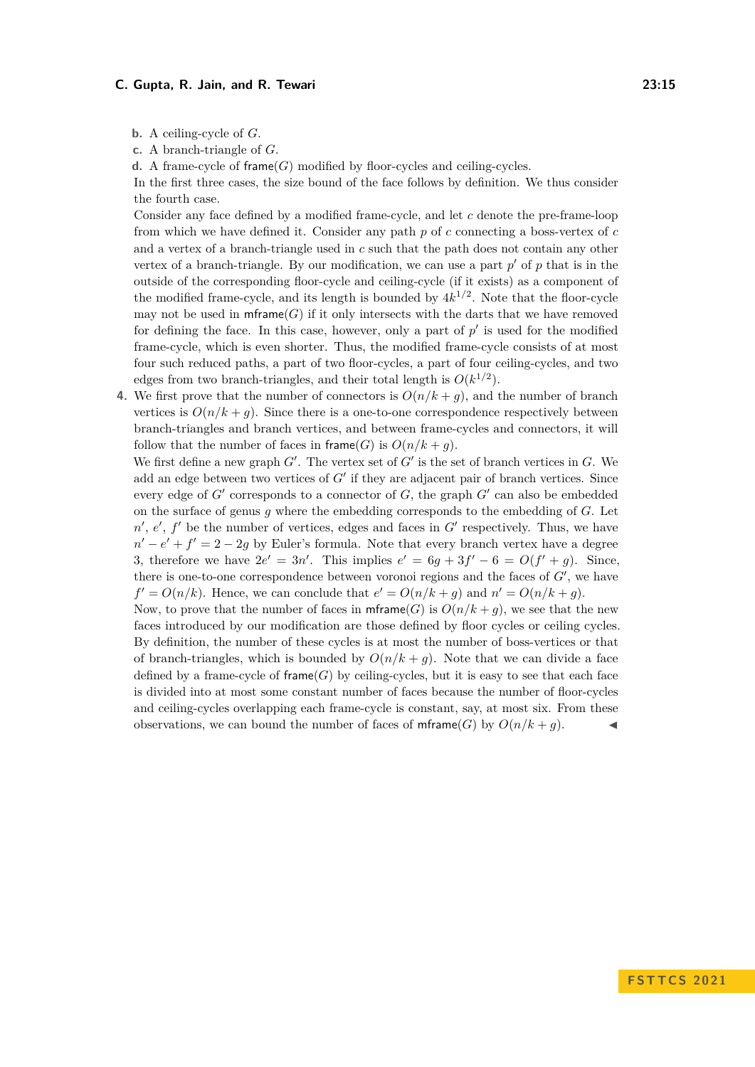b. A ceiling-cycle of $G$.

c. A branch-triangle of $G$.

d. A frame-cycle of $\mathsf{frame}(G)$ modified by floor-cycles and ceiling-cycles.

In the first three cases, the size bound of the face follows by definition. We thus consider the fourth case.

Consider any face defined by a modified frame-cycle, and let $c$ denote the pre-frame-loop from which we have defined it. Consider any path $p$ of $c$ connecting a boss-vertex of $c$ and a vertex of a branch-triangle used in $c$ such that the path does not contain any other vertex of a branch-triangle. By our modification, we can use a part $p'$ of $p$ that is in the outside of the corresponding floor-cycle and ceiling-cycle (if it exists) as a component of the modified frame-cycle, and its length is bounded by $4k^{1/2}$. Note that the floor-cycle may not be used in $\mathsf{mframe}(G)$ if it only intersects with the darts that we have removed for defining the face. In this case, however, only a part of $p'$ is used for the modified frame-cycle, which is even shorter. Thus, the modified frame-cycle consists of at most four such reduced paths, a part of two floor-cycles, a part of four ceiling-cycles, and two edges from two branch-triangles, and their total length is $O(k^{1/2})$.

**4.** We first prove that the number of connectors is $O(n/k + g)$, and the number of branch vertices is $O(n/k + g)$. Since there is a one-to-one correspondence respectively between branch-triangles and branch vertices, and between frame-cycles and connectors, it will follow that the number of faces in $\mathsf{frame}(G)$ is $O(n/k + g)$.

We first define a new graph $G'$. The vertex set of $G'$ is the set of branch vertices in $G$. We add an edge between two vertices of $G'$ if they are adjacent pair of branch vertices. Since every edge of $G'$ corresponds to a connector of $G$, the graph $G'$ can also be embedded on the surface of genus $g$ where the embedding corresponds to the embedding of $G$. Let $n'$, $e'$, $f'$ be the number of vertices, edges and faces in $G'$ respectively. Thus, we have $n' - e' + f' = 2 - 2g$ by Euler's formula. Note that every branch vertex have a degree 3, therefore we have $2e' = 3n'$. This implies $e' = 6g + 3f' - 6 = O(f' + g)$. Since, there is one-to-one correspondence between voronoi regions and the faces of $G'$, we have $f' = O(n/k)$. Hence, we can conclude that $e' = O(n/k + g)$ and $n' = O(n/k + g)$.

Now, to prove that the number of faces in $\mathsf{mframe}(G)$ is $O(n/k + g)$, we see that the new faces introduced by our modification are those defined by floor cycles or ceiling cycles. By definition, the number of these cycles is at most the number of boss-vertices or that of branch-triangles, which is bounded by $O(n/k + g)$. Note that we can divide a face defined by a frame-cycle of $\mathsf{frame}(G)$ by ceiling-cycles, but it is easy to see that each face is divided into at most some constant number of faces because the number of floor-cycles and ceiling-cycles overlapping each frame-cycle is constant, say, at most six. From these observations, we can bound the number of faces of $\mathsf{mframe}(G)$ by $O(n/k + g)$. ◀